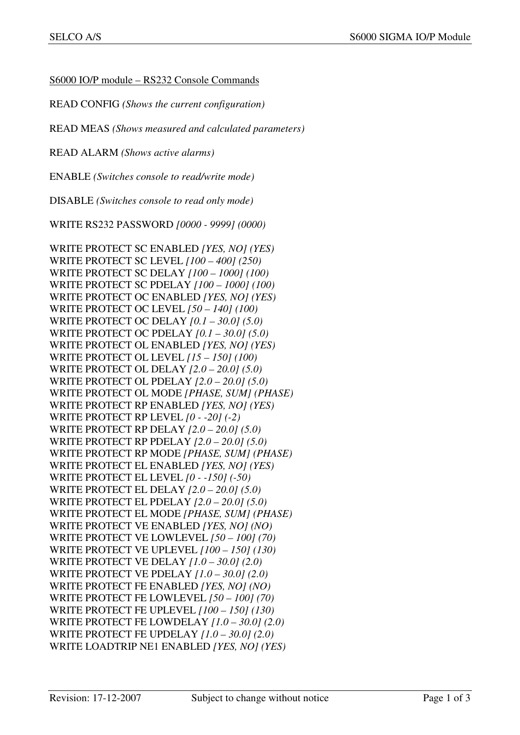<u>S6000 IO/P module – RS232 Console Commands</u>

READ CONFIG *(Shows the current configuration)*

READ MEAS *(Shows measured and calculated parameters)*

READ ALARM *(Shows active alarms)*

ENABLE *(Switches console to read/write mode)*

DISABLE *(Switches console to read only mode)*

WRITE RS232 PASSWORD *[0000 - 9999] (0000)*

WRITE PROTECT SC ENABLED *[YES, NO] (YES)*
WRITE PROTECT SC LEVEL *[100 – 400] (250)*
WRITE PROTECT SC DELAY *[100 – 1000] (100)*
WRITE PROTECT SC PDELAY *[100 – 1000] (100)*
WRITE PROTECT OC ENABLED *[YES, NO] (YES)*
WRITE PROTECT OC LEVEL *[50 – 140] (100)*
WRITE PROTECT OC DELAY *[0.1 – 30.0] (5.0)*
WRITE PROTECT OC PDELAY *[0.1 – 30.0] (5.0)*
WRITE PROTECT OL ENABLED *[YES, NO] (YES)*
WRITE PROTECT OL LEVEL *[15 – 150] (100)*
WRITE PROTECT OL DELAY *[2.0 – 20.0] (5.0)*
WRITE PROTECT OL PDELAY *[2.0 – 20.0] (5.0)*
WRITE PROTECT OL MODE *[PHASE, SUM] (PHASE)*
WRITE PROTECT RP ENABLED *[YES, NO] (YES)*
WRITE PROTECT RP LEVEL *[0 - -20] (-2)*
WRITE PROTECT RP DELAY *[2.0 – 20.0] (5.0)*
WRITE PROTECT RP PDELAY *[2.0 – 20.0] (5.0)*
WRITE PROTECT RP MODE *[PHASE, SUM] (PHASE)*
WRITE PROTECT EL ENABLED *[YES, NO] (YES)*
WRITE PROTECT EL LEVEL *[0 - -150] (-50)*
WRITE PROTECT EL DELAY *[2.0 – 20.0] (5.0)*
WRITE PROTECT EL PDELAY *[2.0 – 20.0] (5.0)*
WRITE PROTECT EL MODE *[PHASE, SUM] (PHASE)*
WRITE PROTECT VE ENABLED *[YES, NO] (NO)*
WRITE PROTECT VE LOWLEVEL *[50 – 100] (70)*
WRITE PROTECT VE UPLEVEL *[100 – 150] (130)*
WRITE PROTECT VE DELAY *[1.0 – 30.0] (2.0)*
WRITE PROTECT VE PDELAY *[1.0 – 30.0] (2.0)*
WRITE PROTECT FE ENABLED *[YES, NO] (NO)*
WRITE PROTECT FE LOWLEVEL *[50 – 100] (70)*
WRITE PROTECT FE UPLEVEL *[100 – 150] (130)*
WRITE PROTECT FE LOWDELAY *[1.0 – 30.0] (2.0)*
WRITE PROTECT FE UPDELAY *[1.0 – 30.0] (2.0)*
WRITE LOADTRIP NE1 ENABLED *[YES, NO] (YES)*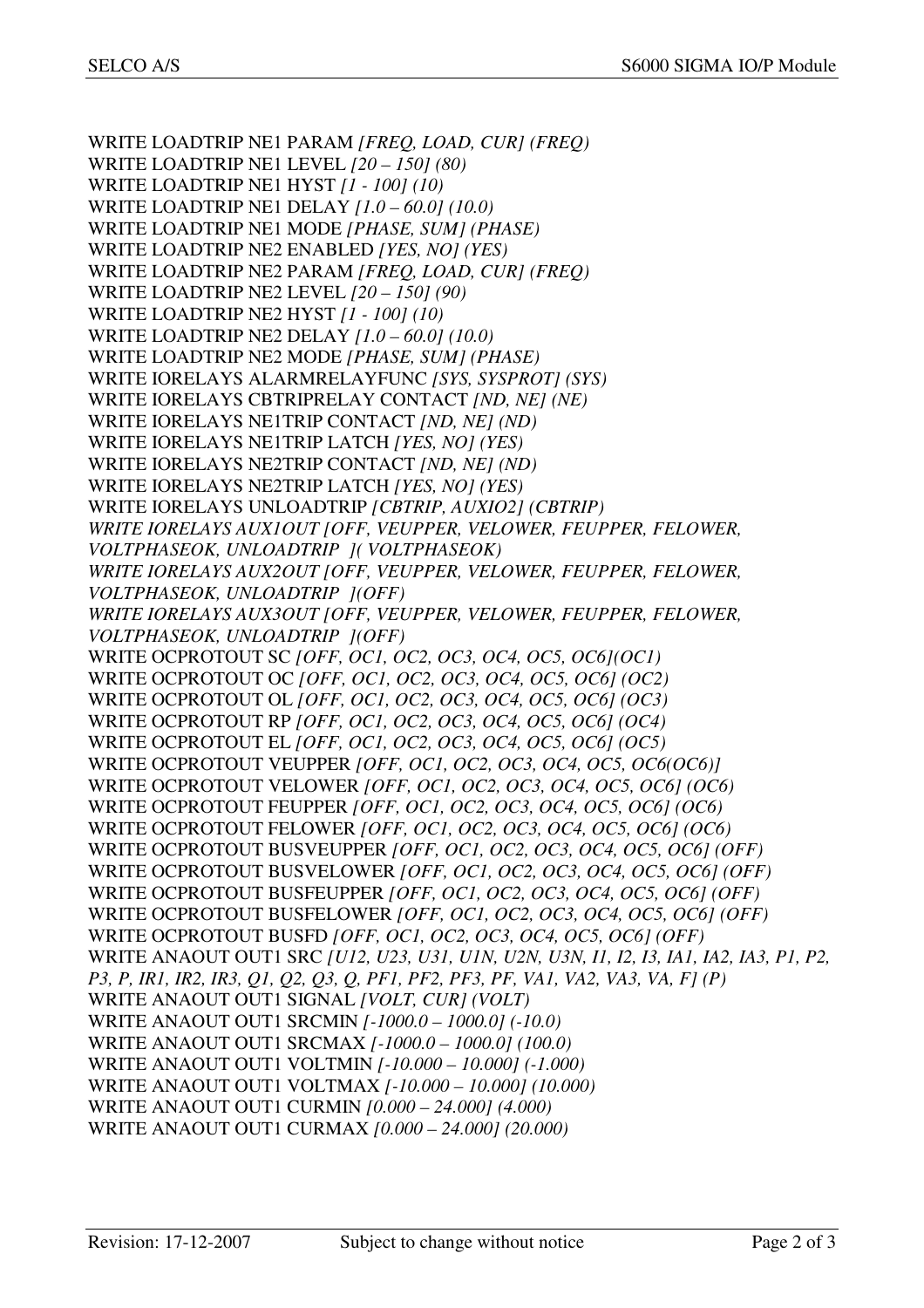WRITE LOADTRIP NE1 PARAM *[FREQ, LOAD, CUR] (FREQ)*  
WRITE LOADTRIP NE1 LEVEL *[20 – 150] (80)*  
WRITE LOADTRIP NE1 HYST *[1 - 100] (10)*  
WRITE LOADTRIP NE1 DELAY *[1.0 – 60.0] (10.0)*  
WRITE LOADTRIP NE1 MODE *[PHASE, SUM] (PHASE)*  
WRITE LOADTRIP NE2 ENABLED *[YES, NO] (YES)*  
WRITE LOADTRIP NE2 PARAM *[FREQ, LOAD, CUR] (FREQ)*  
WRITE LOADTRIP NE2 LEVEL *[20 – 150] (90)*  
WRITE LOADTRIP NE2 HYST *[1 - 100] (10)*  
WRITE LOADTRIP NE2 DELAY *[1.0 – 60.0] (10.0)*  
WRITE LOADTRIP NE2 MODE *[PHASE, SUM] (PHASE)*  
WRITE IORELAYS ALARMRELAYFUNC *[SYS, SYSPROT] (SYS)*  
WRITE IORELAYS CBTRIPRELAY CONTACT *[ND, NE] (NE)*  
WRITE IORELAYS NE1TRIP CONTACT *[ND, NE] (ND)*  
WRITE IORELAYS NE1TRIP LATCH *[YES, NO] (YES)*  
WRITE IORELAYS NE2TRIP CONTACT *[ND, NE] (ND)*  
WRITE IORELAYS NE2TRIP LATCH *[YES, NO] (YES)*  
WRITE IORELAYS UNLOADTRIP *[CBTRIP, AUXIO2] (CBTRIP)*  
*WRITE IORELAYS AUX1OUT [OFF, VEUPPER, VELOWER, FEUPPER, FELOWER, VOLTPHASEOK, UNLOADTRIP ]( VOLTPHASEOK)*  
*WRITE IORELAYS AUX2OUT [OFF, VEUPPER, VELOWER, FEUPPER, FELOWER, VOLTPHASEOK, UNLOADTRIP ](OFF)*  
*WRITE IORELAYS AUX3OUT [OFF, VEUPPER, VELOWER, FEUPPER, FELOWER, VOLTPHASEOK, UNLOADTRIP ](OFF)*  
WRITE OCPROTOUT SC *[OFF, OC1, OC2, OC3, OC4, OC5, OC6](OC1)*  
WRITE OCPROTOUT OC *[OFF, OC1, OC2, OC3, OC4, OC5, OC6] (OC2)*  
WRITE OCPROTOUT OL *[OFF, OC1, OC2, OC3, OC4, OC5, OC6] (OC3)*  
WRITE OCPROTOUT RP *[OFF, OC1, OC2, OC3, OC4, OC5, OC6] (OC4)*  
WRITE OCPROTOUT EL *[OFF, OC1, OC2, OC3, OC4, OC5, OC6] (OC5)*  
WRITE OCPROTOUT VEUPPER *[OFF, OC1, OC2, OC3, OC4, OC5, OC6(OC6)]*  
WRITE OCPROTOUT VELOWER *[OFF, OC1, OC2, OC3, OC4, OC5, OC6] (OC6)*  
WRITE OCPROTOUT FEUPPER *[OFF, OC1, OC2, OC3, OC4, OC5, OC6] (OC6)*  
WRITE OCPROTOUT FELOWER *[OFF, OC1, OC2, OC3, OC4, OC5, OC6] (OC6)*  
WRITE OCPROTOUT BUSVEUPPER *[OFF, OC1, OC2, OC3, OC4, OC5, OC6] (OFF)*  
WRITE OCPROTOUT BUSVELOWER *[OFF, OC1, OC2, OC3, OC4, OC5, OC6] (OFF)*  
WRITE OCPROTOUT BUSFEUPPER *[OFF, OC1, OC2, OC3, OC4, OC5, OC6] (OFF)*  
WRITE OCPROTOUT BUSFELOWER *[OFF, OC1, OC2, OC3, OC4, OC5, OC6] (OFF)*  
WRITE OCPROTOUT BUSFD *[OFF, OC1, OC2, OC3, OC4, OC5, OC6] (OFF)*  
WRITE ANAOUT OUT1 SRC *[U12, U23, U31, U1N, U2N, U3N, I1, I2, I3, IA1, IA2, IA3, P1, P2, P3, P, IR1, IR2, IR3, Q1, Q2, Q3, Q, PF1, PF2, PF3, PF, VA1, VA2, VA3, VA, F] (P)*  
WRITE ANAOUT OUT1 SIGNAL *[VOLT, CUR] (VOLT)*  
WRITE ANAOUT OUT1 SRCMIN *[-1000.0 – 1000.0] (-10.0)*  
WRITE ANAOUT OUT1 SRCMAX *[-1000.0 – 1000.0] (100.0)*  
WRITE ANAOUT OUT1 VOLTMIN *[-10.000 – 10.000] (-1.000)*  
WRITE ANAOUT OUT1 VOLTMAX *[-10.000 – 10.000] (10.000)*  
WRITE ANAOUT OUT1 CURMIN *[0.000 – 24.000] (4.000)*  
WRITE ANAOUT OUT1 CURMAX *[0.000 – 24.000] (20.000)*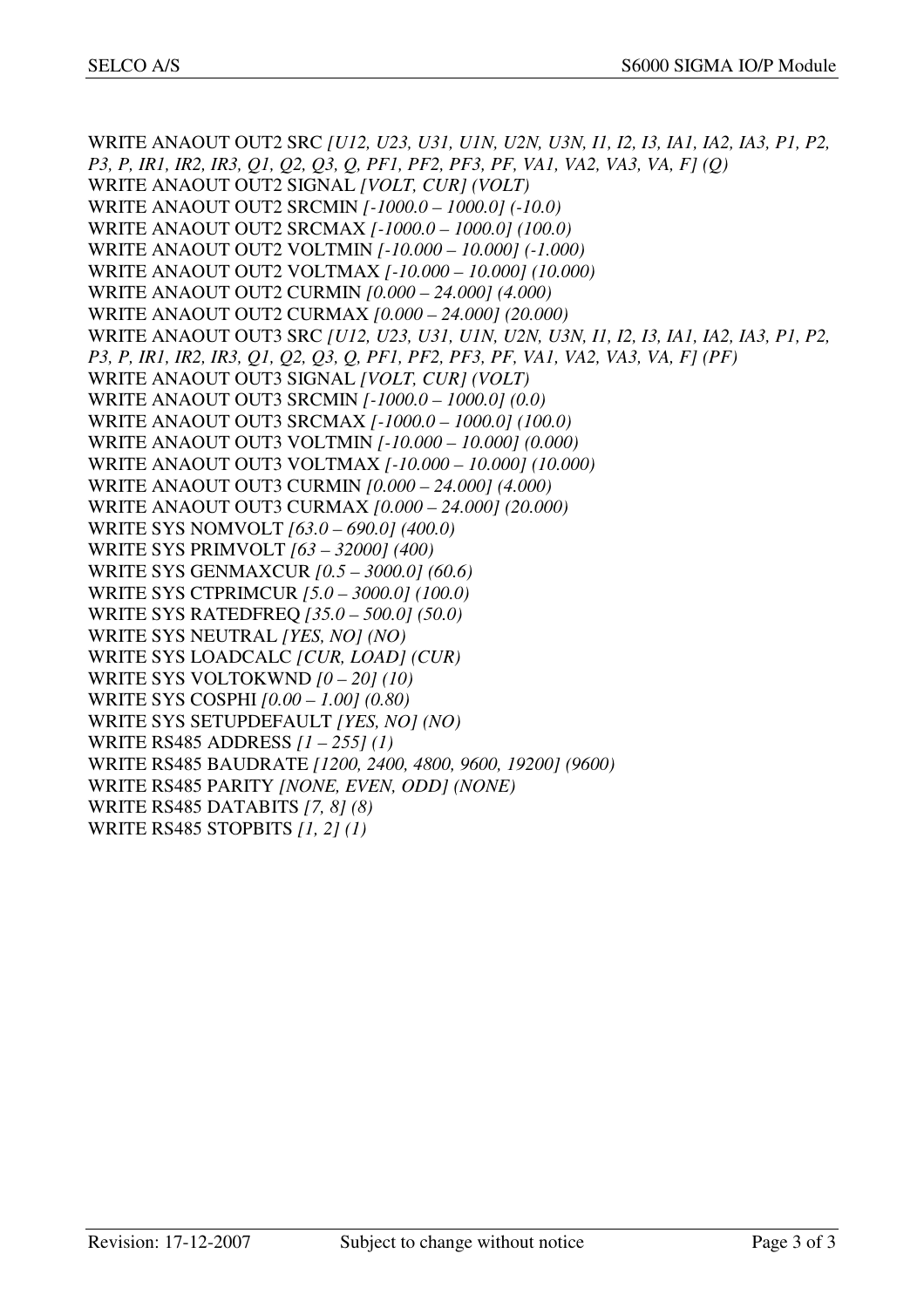WRITE ANAOUT OUT2 SRC *[U12, U23, U31, U1N, U2N, U3N, I1, I2, I3, IA1, IA2, IA3, P1, P2, P3, P, IR1, IR2, IR3, Q1, Q2, Q3, Q, PF1, PF2, PF3, PF, VA1, VA2, VA3, VA, F] (Q)*
WRITE ANAOUT OUT2 SIGNAL *[VOLT, CUR] (VOLT)*
WRITE ANAOUT OUT2 SRCMIN *[-1000.0 – 1000.0] (-10.0)*
WRITE ANAOUT OUT2 SRCMAX *[-1000.0 – 1000.0] (100.0)*
WRITE ANAOUT OUT2 VOLTMIN *[-10.000 – 10.000] (-1.000)*
WRITE ANAOUT OUT2 VOLTMAX *[-10.000 – 10.000] (10.000)*
WRITE ANAOUT OUT2 CURMIN *[0.000 – 24.000] (4.000)*
WRITE ANAOUT OUT2 CURMAX *[0.000 – 24.000] (20.000)*
WRITE ANAOUT OUT3 SRC *[U12, U23, U31, U1N, U2N, U3N, I1, I2, I3, IA1, IA2, IA3, P1, P2, P3, P, IR1, IR2, IR3, Q1, Q2, Q3, Q, PF1, PF2, PF3, PF, VA1, VA2, VA3, VA, F] (PF)*
WRITE ANAOUT OUT3 SIGNAL *[VOLT, CUR] (VOLT)*
WRITE ANAOUT OUT3 SRCMIN *[-1000.0 – 1000.0] (0.0)*
WRITE ANAOUT OUT3 SRCMAX *[-1000.0 – 1000.0] (100.0)*
WRITE ANAOUT OUT3 VOLTMIN *[-10.000 – 10.000] (0.000)*
WRITE ANAOUT OUT3 VOLTMAX *[-10.000 – 10.000] (10.000)*
WRITE ANAOUT OUT3 CURMIN *[0.000 – 24.000] (4.000)*
WRITE ANAOUT OUT3 CURMAX *[0.000 – 24.000] (20.000)*
WRITE SYS NOMVOLT *[63.0 – 690.0] (400.0)*
WRITE SYS PRIMVOLT *[63 – 32000] (400)*
WRITE SYS GENMAXCUR *[0.5 – 3000.0] (60.6)*
WRITE SYS CTPRIMCUR *[5.0 – 3000.0] (100.0)*
WRITE SYS RATEDFREQ *[35.0 – 500.0] (50.0)*
WRITE SYS NEUTRAL *[YES, NO] (NO)*
WRITE SYS LOADCALC *[CUR, LOAD] (CUR)*
WRITE SYS VOLTOKWND *[0 – 20] (10)*
WRITE SYS COSPHI *[0.00 – 1.00] (0.80)*
WRITE SYS SETUPDEFAULT *[YES, NO] (NO)*
WRITE RS485 ADDRESS *[1 – 255] (1)*
WRITE RS485 BAUDRATE *[1200, 2400, 4800, 9600, 19200] (9600)*
WRITE RS485 PARITY *[NONE, EVEN, ODD] (NONE)*
WRITE RS485 DATABITS *[7, 8] (8)*
WRITE RS485 STOPBITS *[1, 2] (1)*